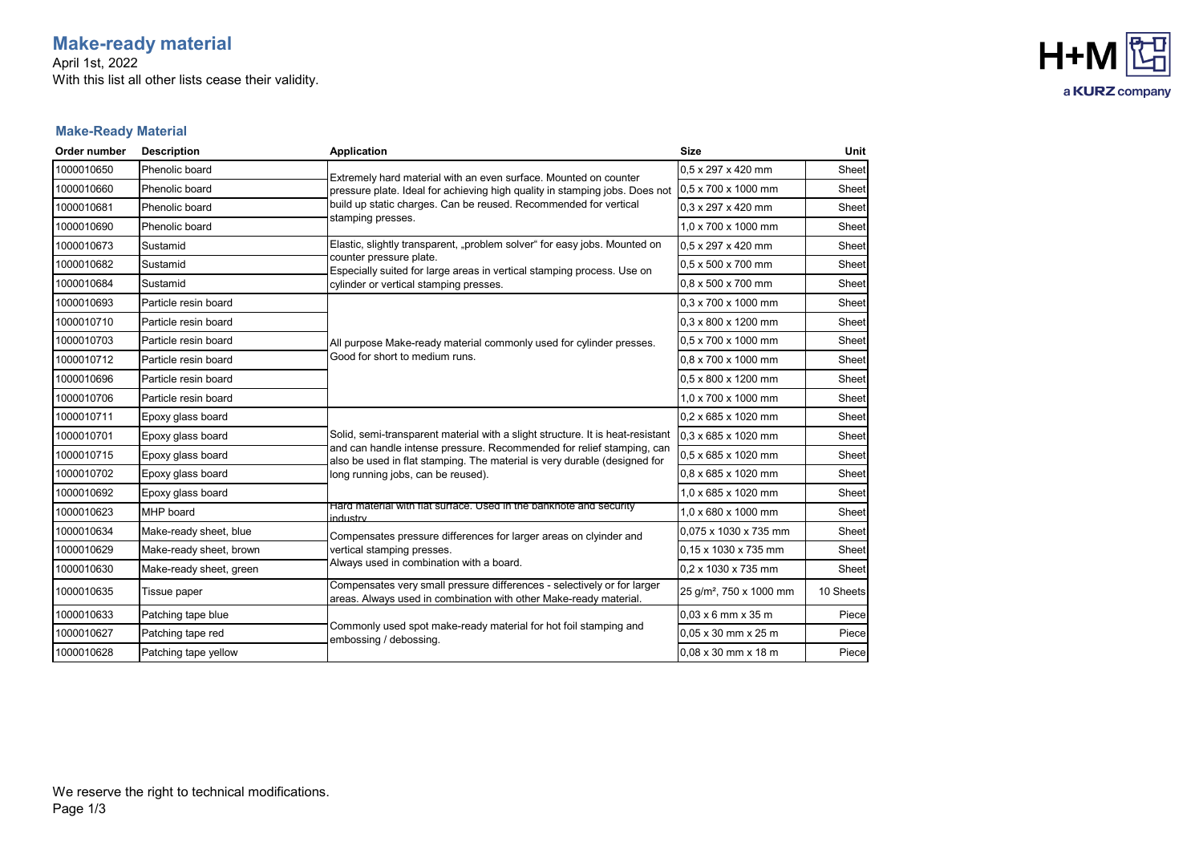# Make-ready material

April 1st, 2022

With this list all other lists cease their validity.

H+M a KURZ company

## Make-Ready Material

| Order number | Description | Application | Size | Unit |
|---|---|---|---|---|
| 1000010650 | Phenolic board | Extremely hard material with an even surface. Mounted on counter pressure plate. Ideal for achieving high quality in stamping jobs. Does not build up static charges. Can be reused. Recommended for vertical stamping presses. | 0,5 x 297 x 420 mm | Sheet |
| 1000010660 | Phenolic board | | 0,5 x 700 x 1000 mm | Sheet |
| 1000010681 | Phenolic board | | 0,3 x 297 x 420 mm | Sheet |
| 1000010690 | Phenolic board | | 1,0 x 700 x 1000 mm | Sheet |
| 1000010673 | Sustamid | Elastic, slightly transparent, „problem solver“ for easy jobs. Mounted on counter pressure plate. Especially suited for large areas in vertical stamping process. Use on cylinder or vertical stamping presses. | 0,5 x 297 x 420 mm | Sheet |
| 1000010682 | Sustamid | | 0,5 x 500 x 700 mm | Sheet |
| 1000010684 | Sustamid | | 0,8 x 500 x 700 mm | Sheet |
| 1000010693 | Particle resin board | All purpose Make-ready material commonly used for cylinder presses. Good for short to medium runs. | 0,3 x 700 x 1000 mm | Sheet |
| 1000010710 | Particle resin board | | 0,3 x 800 x 1200 mm | Sheet |
| 1000010703 | Particle resin board | | 0,5 x 700 x 1000 mm | Sheet |
| 1000010712 | Particle resin board | | 0,8 x 700 x 1000 mm | Sheet |
| 1000010696 | Particle resin board | | 0,5 x 800 x 1200 mm | Sheet |
| 1000010706 | Particle resin board | | 1,0 x 700 x 1000 mm | Sheet |
| 1000010711 | Epoxy glass board | Solid, semi-transparent material with a slight structure. It is heat-resistant and can handle intense pressure. Recommended for relief stamping, can also be used in flat stamping. The material is very durable (designed for long running jobs, can be reused). | 0,2 x 685 x 1020 mm | Sheet |
| 1000010701 | Epoxy glass board | | 0,3 x 685 x 1020 mm | Sheet |
| 1000010715 | Epoxy glass board | | 0,5 x 685 x 1020 mm | Sheet |
| 1000010702 | Epoxy glass board | | 0,8 x 685 x 1020 mm | Sheet |
| 1000010692 | Epoxy glass board | | 1,0 x 685 x 1020 mm | Sheet |
| 1000010623 | MHP board | Hard material with flat surface. Used in the banknote and security industry | 1,0 x 680 x 1000 mm | Sheet |
| 1000010634 | Make-ready sheet, blue | Compensates pressure differences for larger areas on clyinder and vertical stamping presses. Always used in combination with a board. | 0,075 x 1030 x 735 mm | Sheet |
| 1000010629 | Make-ready sheet, brown | | 0,15 x 1030 x 735 mm | Sheet |
| 1000010630 | Make-ready sheet, green | | 0,2 x 1030 x 735 mm | Sheet |
| 1000010635 | Tissue paper | Compensates very small pressure differences - selectively or for larger areas. Always used in combination with other Make-ready material. | 25 g/m², 750 x 1000 mm | 10 Sheets |
| 1000010633 | Patching tape blue | Commonly used spot make-ready material for hot foil stamping and embossing / debossing. | 0,03 x 6 mm x 35 m | Piece |
| 1000010627 | Patching tape red | | 0,05 x 30 mm x 25 m | Piece |
| 1000010628 | Patching tape yellow | | 0,08 x 30 mm x 18 m | Piece |

We reserve the right to technical modifications.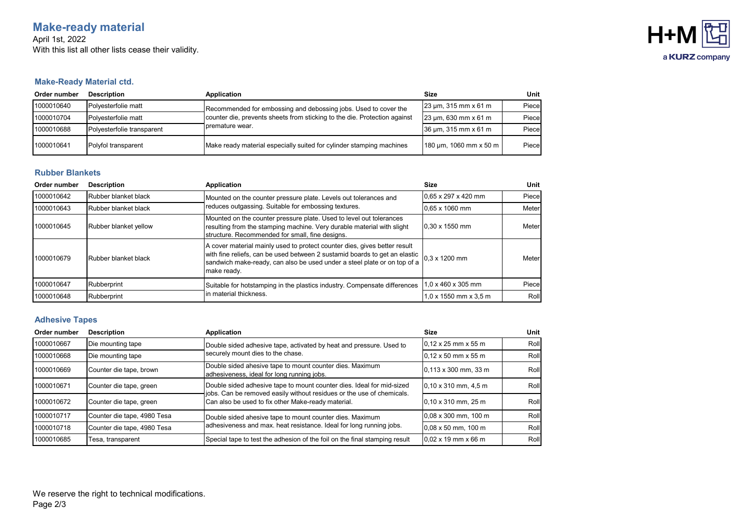# Make-ready material

April 1st, 2022
With this list all other lists cease their validity.

### Make-Ready Material ctd.

| Order number | Description | Application | Size | Unit |
|---|---|---|---|---|
| 1000010640 | Polyesterfolie matt | Recommended for embossing and debossing jobs. Used to cover the counter die, prevents sheets from sticking to the die. Protection against premature wear. | 23 µm, 315 mm x 61 m | Piece |
| 1000010704 | Polyesterfolie matt | | 23 µm, 630 mm x 61 m | Piece |
| 1000010688 | Polyesterfolie transparent | | 36 µm, 315 mm x 61 m | Piece |
| 1000010641 | Polyfol transparent | Make ready material especially suited for cylinder stamping machines | 180 µm, 1060 mm x 50 m | Piece |

### Rubber Blankets

| Order number | Description | Application | Size | Unit |
|---|---|---|---|---|
| 1000010642 | Rubber blanket black | Mounted on the counter pressure plate. Levels out tolerances and reduces outgassing. Suitable for embossing textures. | 0,65 x 297 x 420 mm | Piece |
| 1000010643 | Rubber blanket black | | 0,65 x 1060 mm | Meter |
| 1000010645 | Rubber blanket yellow | Mounted on the counter pressure plate. Used to level out tolerances resulting from the stamping machine. Very durable material with slight structure. Recommended for small, fine designs. | 0,30 x 1550 mm | Meter |
| 1000010679 | Rubber blanket black | A cover material mainly used to protect counter dies, gives better result with fine reliefs, can be used between 2 sustamid boards to get an elastic sandwich make-ready, can also be used under a steel plate or on top of a make ready. | 0,3 x 1200 mm | Meter |
| 1000010647 | Rubberprint | Suitable for hotstamping in the plastics industry. Compensate differences in material thickness. | 1,0 x 460 x 305 mm | Piece |
| 1000010648 | Rubberprint | | 1,0 x 1550 mm x 3,5 m | Roll |

### Adhesive Tapes

| Order number | Description | Application | Size | Unit |
|---|---|---|---|---|
| 1000010667 | Die mounting tape | Double sided adhesive tape, activated by heat and pressure. Used to securely mount dies to the chase. | 0,12 x 25 mm x 55 m | Roll |
| 1000010668 | Die mounting tape | | 0,12 x 50 mm x 55 m | Roll |
| 1000010669 | Counter die tape, brown | Double sided ahesive tape to mount counter dies. Maximum adhesiveness, ideal for long running jobs. | 0,113 x 300 mm, 33 m | Roll |
| 1000010671 | Counter die tape, green | Double sided adhesive tape to mount counter dies. Ideal for mid-sized jobs. Can be removed easily without residues or the use of chemicals. Can also be used to fix other Make-ready material. | 0,10 x 310 mm, 4,5 m | Roll |
| 1000010672 | Counter die tape, green | | 0,10 x 310 mm, 25 m | Roll |
| 1000010717 | Counter die tape, 4980 Tesa | Double sided ahesive tape to mount counter dies. Maximum adhesiveness and max. heat resistance. Ideal for long running jobs. | 0,08 x 300 mm, 100 m | Roll |
| 1000010718 | Counter die tape, 4980 Tesa | | 0,08 x 50 mm, 100 m | Roll |
| 1000010685 | Tesa, transparent | Special tape to test the adhesion of the foil on the final stamping result | 0,02 x 19 mm x 66 m | Roll |

We reserve the right to technical modifications.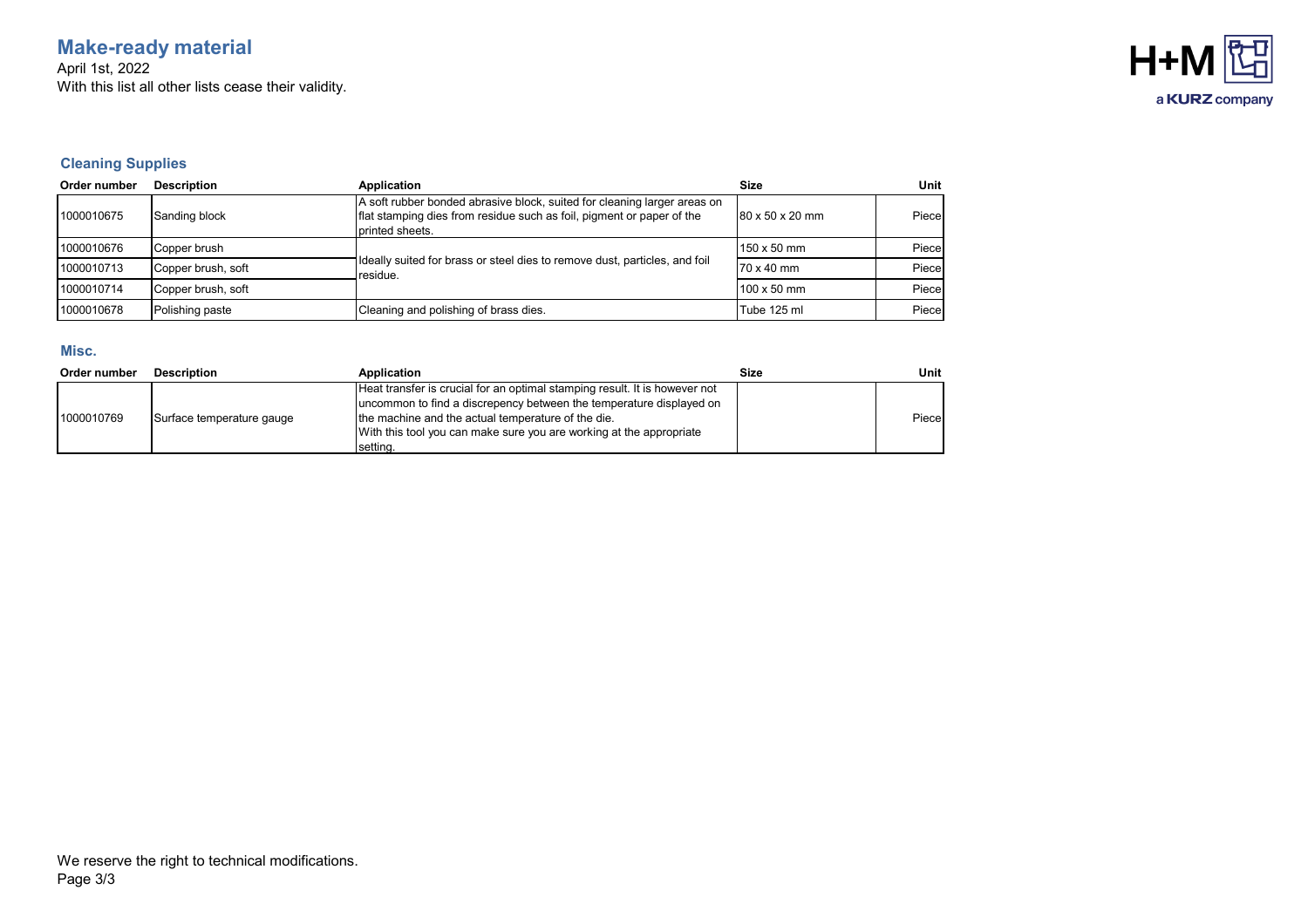# Make-ready material

April 1st, 2022
With this list all other lists cease their validity.

H+M
a KURZ company

## Cleaning Supplies

| Order number | Description | Application | Size | Unit |
|---|---|---|---|---|
| 1000010675 | Sanding block | A soft rubber bonded abrasive block, suited for cleaning larger areas on flat stamping dies from residue such as foil, pigment or paper of the printed sheets. | 80 x 50 x 20 mm | Piece |
| 1000010676 | Copper brush | Ideally suited for brass or steel dies to remove dust, particles, and foil residue. | 150 x 50 mm | Piece |
| 1000010713 | Copper brush, soft | | 70 x 40 mm | Piece |
| 1000010714 | Copper brush, soft | | 100 x 50 mm | Piece |
| 1000010678 | Polishing paste | Cleaning and polishing of brass dies. | Tube 125 ml | Piece |

## Misc.

| Order number | Description | Application | Size | Unit |
|---|---|---|---|---|
| 1000010769 | Surface temperature gauge | Heat transfer is crucial for an optimal stamping result. It is however not uncommon to find a discrepency between the temperature displayed on the machine and the actual temperature of the die. With this tool you can make sure you are working at the appropriate setting. | | Piece |

We reserve the right to technical modifications.